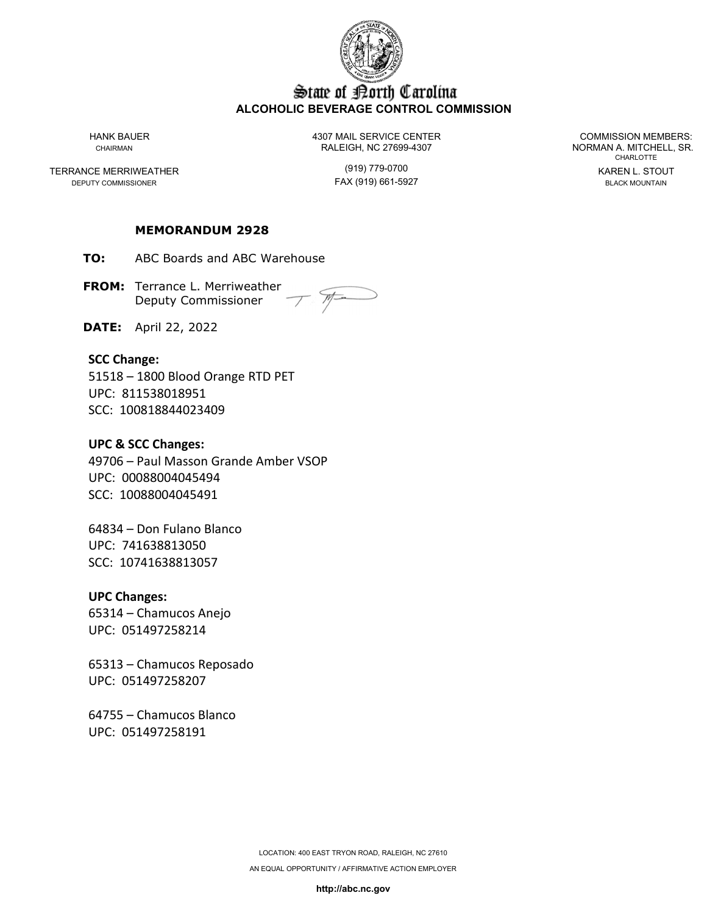# State of North Carolina
## ALCOHOLIC BEVERAGE CONTROL COMMISSION

HANK BAUER
CHAIRMAN

TERRANCE MERRIWEATHER
DEPUTY COMMISSIONER

4307 MAIL SERVICE CENTER
RALEIGH, NC 27699-4307

(919) 779-0700
FAX (919) 661-5927

COMMISSION MEMBERS:
NORMAN A. MITCHELL, SR.
CHARLOTTE

KAREN L. STOUT
BLACK MOUNTAIN

**MEMORANDUM 2928**

**TO:** ABC Boards and ABC Warehouse

**FROM:** Terrance L. Merriweather
Deputy Commissioner

**DATE:** April 22, 2022

**SCC Change:**
51518 – 1800 Blood Orange RTD PET
UPC: 811538018951
SCC: 100818844023409

**UPC & SCC Changes:**
49706 – Paul Masson Grande Amber VSOP
UPC: 00088004045494
SCC: 10088004045491

64834 – Don Fulano Blanco
UPC: 741638813050
SCC: 10741638813057

**UPC Changes:**
65314 – Chamucos Anejo
UPC: 051497258214

65313 – Chamucos Reposado
UPC: 051497258207

64755 – Chamucos Blanco
UPC: 051497258191

LOCATION: 400 EAST TRYON ROAD, RALEIGH, NC 27610
AN EQUAL OPPORTUNITY / AFFIRMATIVE ACTION EMPLOYER

**http://abc.nc.gov**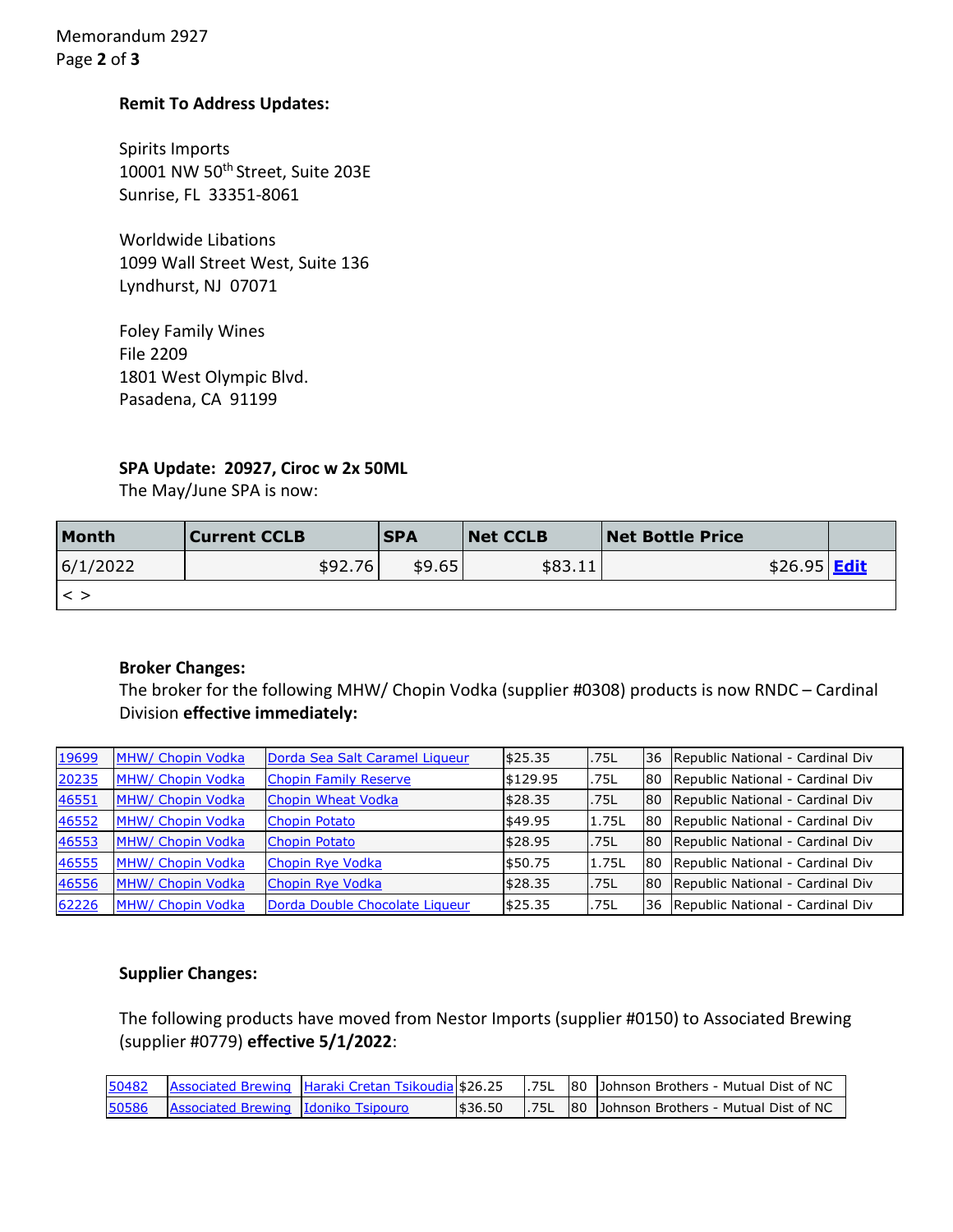**Remit To Address Updates:**

Spirits Imports
10001 NW 50th Street, Suite 203E
Sunrise, FL 33351-8061

Worldwide Libations
1099 Wall Street West, Suite 136
Lyndhurst, NJ 07071

Foley Family Wines
File 2209
1801 West Olympic Blvd.
Pasadena, CA 91199

**SPA Update: 20927, Ciroc w 2x 50ML**

The May/June SPA is now:

| Month | Current CCLB | SPA | Net CCLB | Net Bottle Price | |
|---|---|---|---|---|---|
| 6/1/2022 | $92.76 | $9.65 | $83.11 | $26.95 | **Edit** |
| < > | | | | | |

**Broker Changes:**

The broker for the following MHW/ Chopin Vodka (supplier #0308) products is now RNDC – Cardinal Division **effective immediately:**

| | | | | | | |
|---|---|---|---|---|---|---|
| 19699 | MHW/ Chopin Vodka | Dorda Sea Salt Caramel Liqueur | $25.35 | .75L | 36 | Republic National - Cardinal Div |
| 20235 | MHW/ Chopin Vodka | Chopin Family Reserve | $129.95 | .75L | 80 | Republic National - Cardinal Div |
| 46551 | MHW/ Chopin Vodka | Chopin Wheat Vodka | $28.35 | .75L | 80 | Republic National - Cardinal Div |
| 46552 | MHW/ Chopin Vodka | Chopin Potato | $49.95 | 1.75L | 80 | Republic National - Cardinal Div |
| 46553 | MHW/ Chopin Vodka | Chopin Potato | $28.95 | .75L | 80 | Republic National - Cardinal Div |
| 46555 | MHW/ Chopin Vodka | Chopin Rye Vodka | $50.75 | 1.75L | 80 | Republic National - Cardinal Div |
| 46556 | MHW/ Chopin Vodka | Chopin Rye Vodka | $28.35 | .75L | 80 | Republic National - Cardinal Div |
| 62226 | MHW/ Chopin Vodka | Dorda Double Chocolate Liqueur | $25.35 | .75L | 36 | Republic National - Cardinal Div |

**Supplier Changes:**

The following products have moved from Nestor Imports (supplier #0150) to Associated Brewing (supplier #0779) **effective 5/1/2022**:

| | | | | | | |
|---|---|---|---|---|---|---|
| 50482 | Associated Brewing | Haraki Cretan Tsikoudia | $26.25 | .75L | 80 | Johnson Brothers - Mutual Dist of NC |
| 50586 | Associated Brewing | Idoniko Tsipouro | $36.50 | .75L | 80 | Johnson Brothers - Mutual Dist of NC |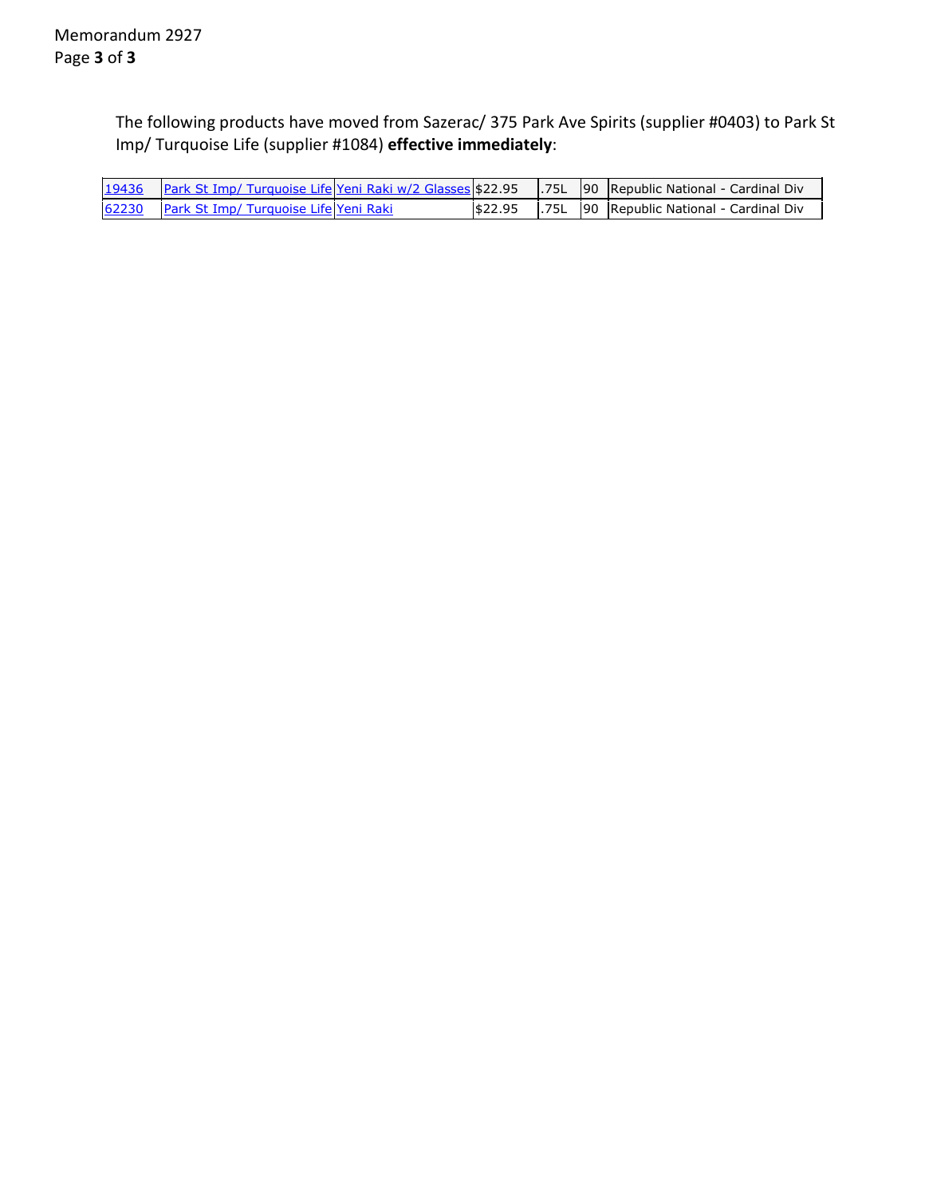The following products have moved from Sazerac/ 375 Park Ave Spirits (supplier #0403) to Park St Imp/ Turquoise Life (supplier #1084) **effective immediately**:

| | | | | | | |
|---|---|---|---|---|---|---|
| 19436 | Park St Imp/ Turquoise Life | Yeni Raki w/2 Glasses | $22.95 | .75L | 90 | Republic National - Cardinal Div |
| 62230 | Park St Imp/ Turquoise Life | Yeni Raki | $22.95 | .75L | 90 | Republic National - Cardinal Div |